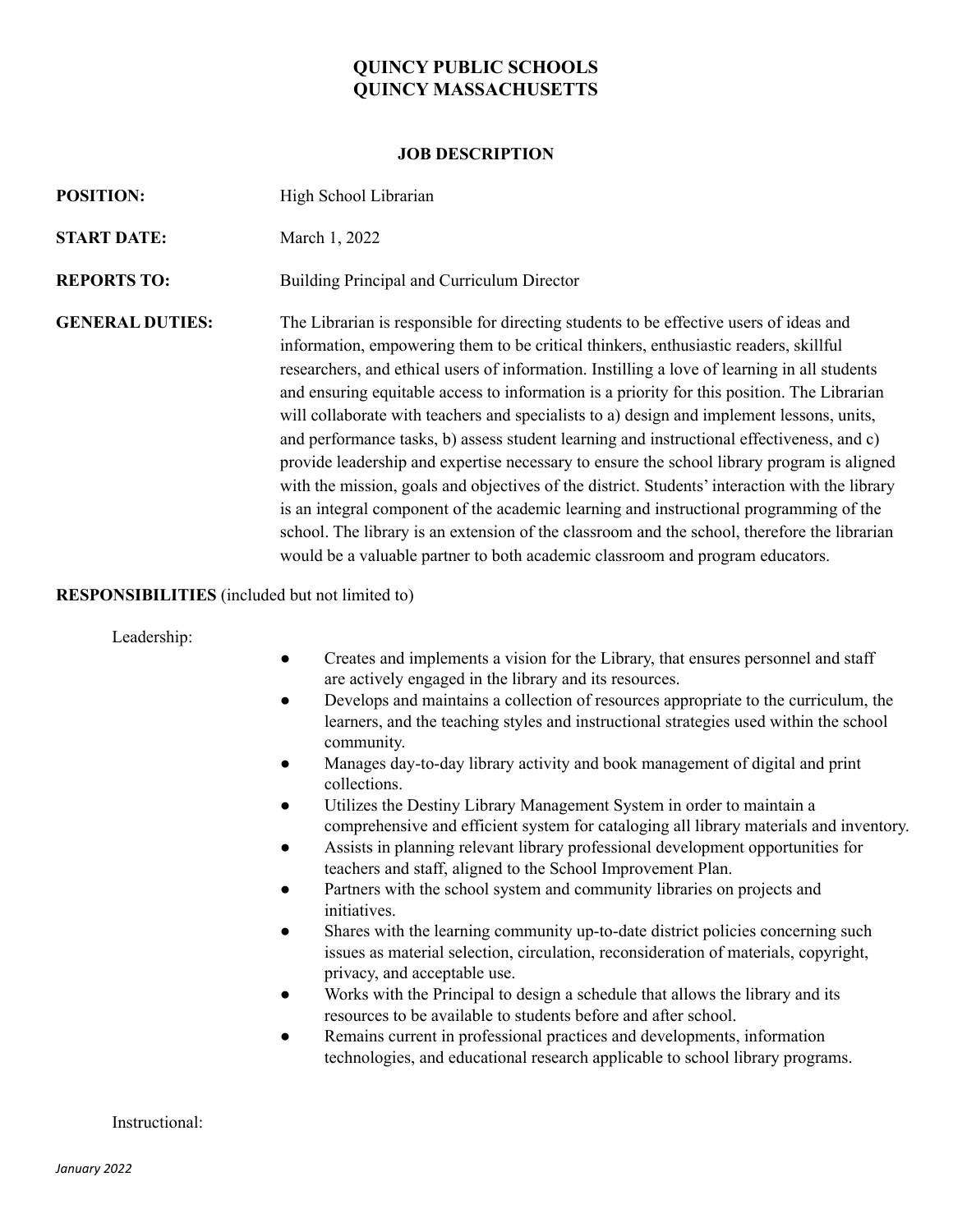# QUINCY PUBLIC SCHOOLS
# QUINCY MASSACHUSETTS

## JOB DESCRIPTION

**POSITION:** High School Librarian

**START DATE:** March 1, 2022

**REPORTS TO:** Building Principal and Curriculum Director

**GENERAL DUTIES:** The Librarian is responsible for directing students to be effective users of ideas and information, empowering them to be critical thinkers, enthusiastic readers, skillful researchers, and ethical users of information. Instilling a love of learning in all students and ensuring equitable access to information is a priority for this position. The Librarian will collaborate with teachers and specialists to a) design and implement lessons, units, and performance tasks, b) assess student learning and instructional effectiveness, and c) provide leadership and expertise necessary to ensure the school library program is aligned with the mission, goals and objectives of the district. Students' interaction with the library is an integral component of the academic learning and instructional programming of the school. The library is an extension of the classroom and the school, therefore the librarian would be a valuable partner to both academic classroom and program educators.

**RESPONSIBILITIES** (included but not limited to)

Leadership:

- Creates and implements a vision for the Library, that ensures personnel and staff are actively engaged in the library and its resources.
- Develops and maintains a collection of resources appropriate to the curriculum, the learners, and the teaching styles and instructional strategies used within the school community.
- Manages day-to-day library activity and book management of digital and print collections.
- Utilizes the Destiny Library Management System in order to maintain a comprehensive and efficient system for cataloging all library materials and inventory.
- Assists in planning relevant library professional development opportunities for teachers and staff, aligned to the School Improvement Plan.
- Partners with the school system and community libraries on projects and initiatives.
- Shares with the learning community up-to-date district policies concerning such issues as material selection, circulation, reconsideration of materials, copyright, privacy, and acceptable use.
- Works with the Principal to design a schedule that allows the library and its resources to be available to students before and after school.
- Remains current in professional practices and developments, information technologies, and educational research applicable to school library programs.

Instructional: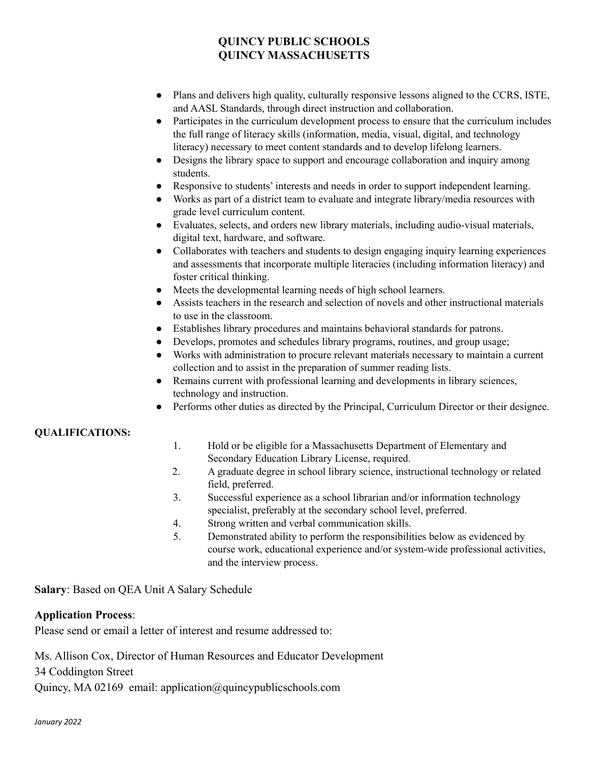**QUINCY PUBLIC SCHOOLS**
**QUINCY MASSACHUSETTS**

- Plans and delivers high quality, culturally responsive lessons aligned to the CCRS, ISTE, and AASL Standards, through direct instruction and collaboration.
- Participates in the curriculum development process to ensure that the curriculum includes the full range of literacy skills (information, media, visual, digital, and technology literacy) necessary to meet content standards and to develop lifelong learners.
- Designs the library space to support and encourage collaboration and inquiry among students.
- Responsive to students' interests and needs in order to support independent learning.
- Works as part of a district team to evaluate and integrate library/media resources with grade level curriculum content.
- Evaluates, selects, and orders new library materials, including audio-visual materials, digital text, hardware, and software.
- Collaborates with teachers and students to design engaging inquiry learning experiences and assessments that incorporate multiple literacies (including information literacy) and foster critical thinking.
- Meets the developmental learning needs of high school learners.
- Assists teachers in the research and selection of novels and other instructional materials to use in the classroom.
- Establishes library procedures and maintains behavioral standards for patrons.
- Develops, promotes and schedules library programs, routines, and group usage;
- Works with administration to procure relevant materials necessary to maintain a current collection and to assist in the preparation of summer reading lists.
- Remains current with professional learning and developments in library sciences, technology and instruction.
- Performs other duties as directed by the Principal, Curriculum Director or their designee.

**QUALIFICATIONS:**

1. Hold or be eligible for a Massachusetts Department of Elementary and Secondary Education Library License, required.
2. A graduate degree in school library science, instructional technology or related field, preferred.
3. Successful experience as a school librarian and/or information technology specialist, preferably at the secondary school level, preferred.
4. Strong written and verbal communication skills.
5. Demonstrated ability to perform the responsibilities below as evidenced by course work, educational experience and/or system-wide professional activities, and the interview process.

**Salary**: Based on QEA Unit A Salary Schedule

**Application Process**:
Please send or email a letter of interest and resume addressed to:

Ms. Allison Cox, Director of Human Resources and Educator Development
34 Coddington Street
Quincy, MA 02169 email: application@quincypublicschools.com

*January 2022*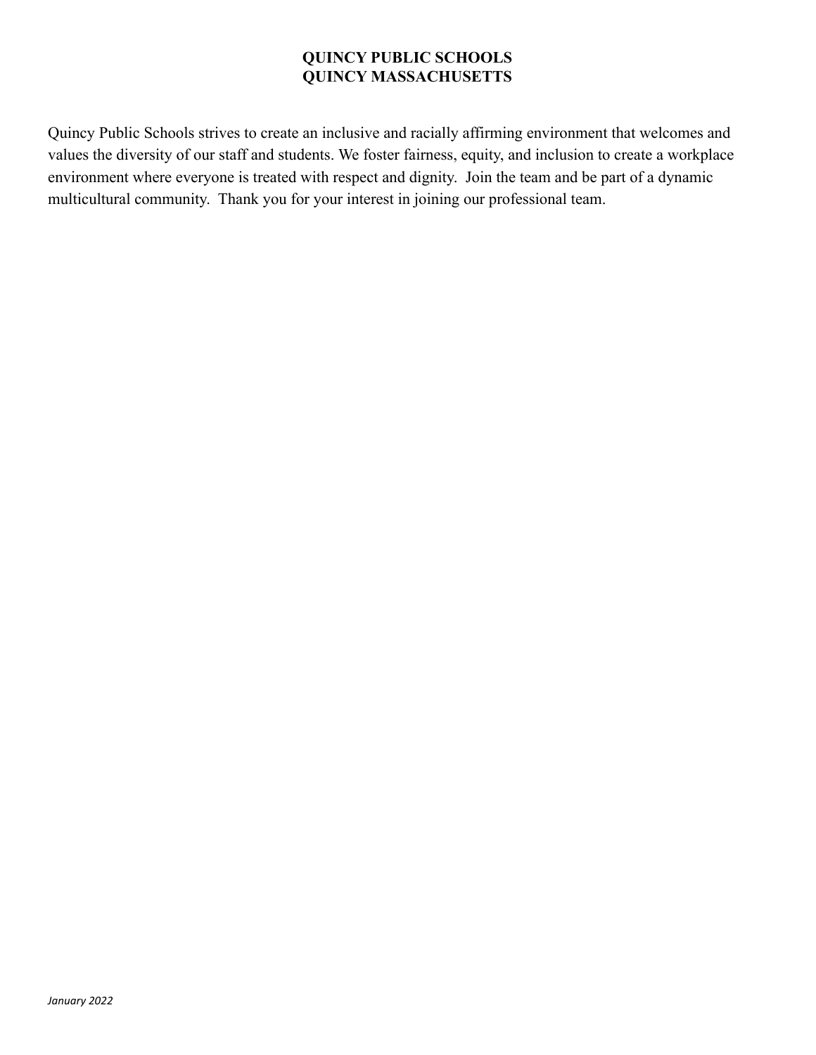**QUINCY PUBLIC SCHOOLS**
**QUINCY MASSACHUSETTS**

Quincy Public Schools strives to create an inclusive and racially affirming environment that welcomes and values the diversity of our staff and students. We foster fairness, equity, and inclusion to create a workplace environment where everyone is treated with respect and dignity. Join the team and be part of a dynamic multicultural community. Thank you for your interest in joining our professional team.

*January 2022*